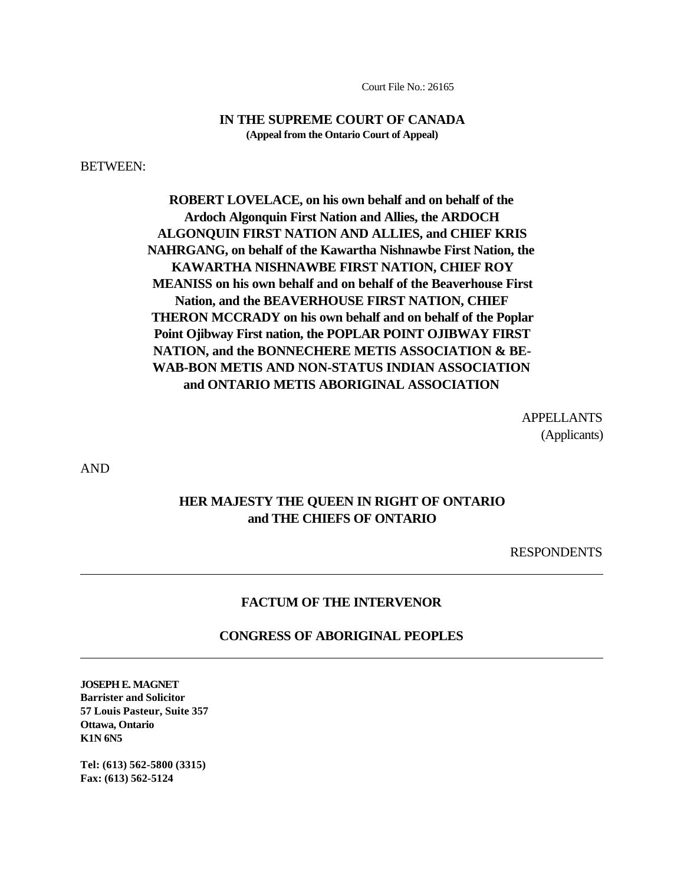Court File No.: 26165

**IN THE SUPREME COURT OF CANADA**
**(Appeal from the Ontario Court of Appeal)**

BETWEEN:

**ROBERT LOVELACE, on his own behalf and on behalf of the Ardoch Algonquin First Nation and Allies, the ARDOCH ALGONQUIN FIRST NATION AND ALLIES, and CHIEF KRIS NAHRGANG, on behalf of the Kawartha Nishnawbe First Nation, the KAWARTHA NISHNAWBE FIRST NATION, CHIEF ROY MEANISS on his own behalf and on behalf of the Beaverhouse First Nation, and the BEAVERHOUSE FIRST NATION, CHIEF THERON MCCRADY on his own behalf and on behalf of the Poplar Point Ojibway First nation, the POPLAR POINT OJIBWAY FIRST NATION, and the BONNECHERE METIS ASSOCIATION & BE-WAB-BON METIS AND NON-STATUS INDIAN ASSOCIATION and ONTARIO METIS ABORIGINAL ASSOCIATION**

APPELLANTS
(Applicants)

AND

**HER MAJESTY THE QUEEN IN RIGHT OF ONTARIO and THE CHIEFS OF ONTARIO**

RESPONDENTS

---

**FACTUM OF THE INTERVENOR**

**CONGRESS OF ABORIGINAL PEOPLES**

---

**JOSEPH E. MAGNET**
**Barrister and Solicitor**
**57 Louis Pasteur, Suite 357**
**Ottawa, Ontario**
**K1N 6N5**

**Tel: (613) 562-5800 (3315)**
**Fax: (613) 562-5124**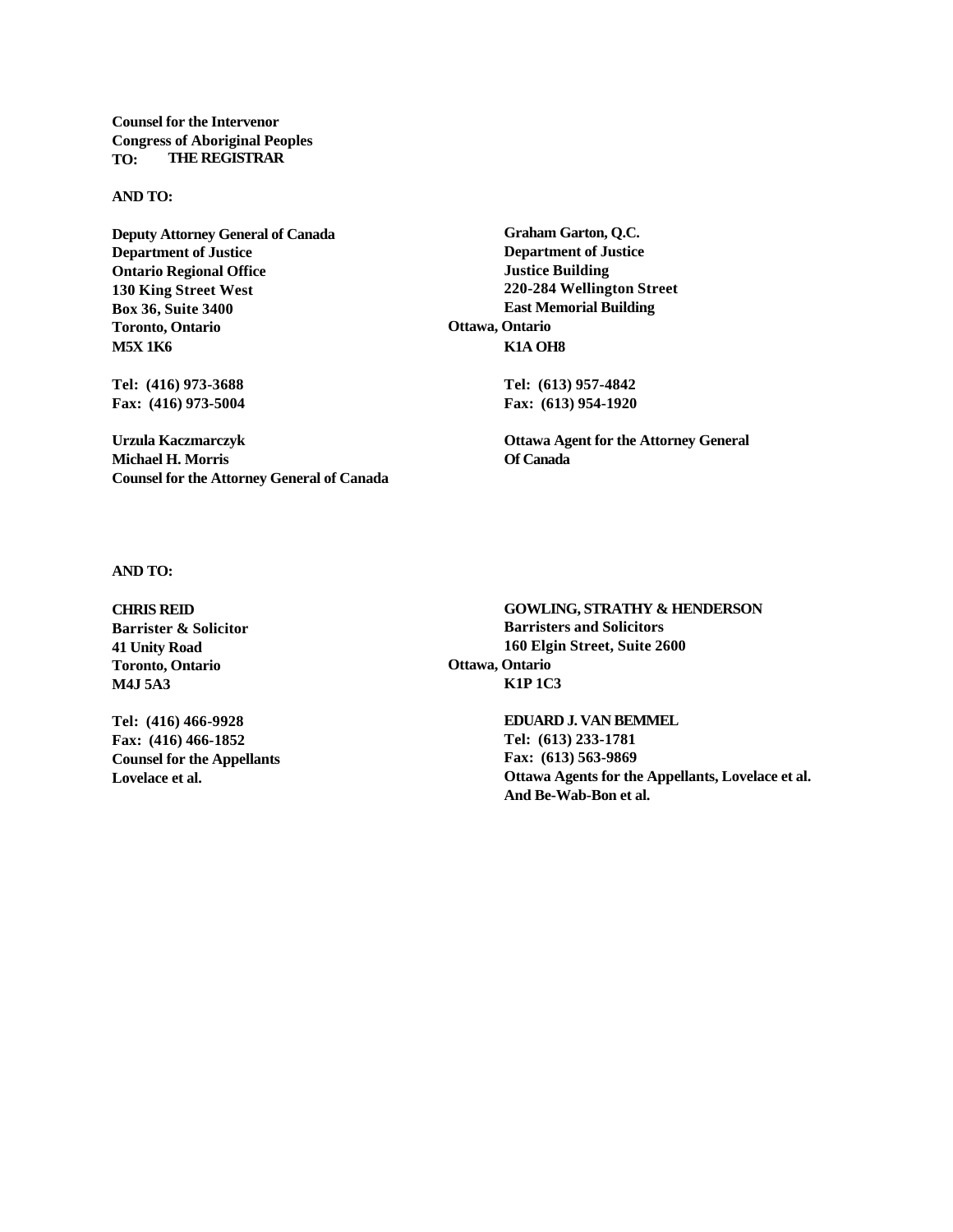**Counsel for the Intervenor**
**Congress of Aboriginal Peoples**

**TO: THE REGISTRAR**

**AND TO:**

**Deputy Attorney General of Canada**
**Department of Justice**
**Ontario Regional Office**
**130 King Street West**
**Box 36, Suite 3400**
**Toronto, Ontario**
**M5X 1K6**

**Tel: (416) 973-3688**
**Fax: (416) 973-5004**

**Urzula Kaczmarczyk**
**Michael H. Morris**
**Counsel for the Attorney General of Canada**

**Graham Garton, Q.C.**
**Department of Justice**
**Justice Building**
**220-284 Wellington Street**
**East Memorial Building**
**Ottawa, Ontario**
**K1A OH8**

**Tel: (613) 957-4842**
**Fax: (613) 954-1920**

**Ottawa Agent for the Attorney General Of Canada**

**AND TO:**

**CHRIS REID**
**Barrister & Solicitor**
**41 Unity Road**
**Toronto, Ontario**
**M4J 5A3**

**Tel: (416) 466-9928**
**Fax: (416) 466-1852**
**Counsel for the Appellants Lovelace et al.**

**GOWLING, STRATHY & HENDERSON**
**Barristers and Solicitors**
**160 Elgin Street, Suite 2600**
**Ottawa, Ontario**
**K1P 1C3**

**EDUARD J. VAN BEMMEL**
**Tel: (613) 233-1781**
**Fax: (613) 563-9869**
**Ottawa Agents for the Appellants, Lovelace et al. And Be-Wab-Bon et al.**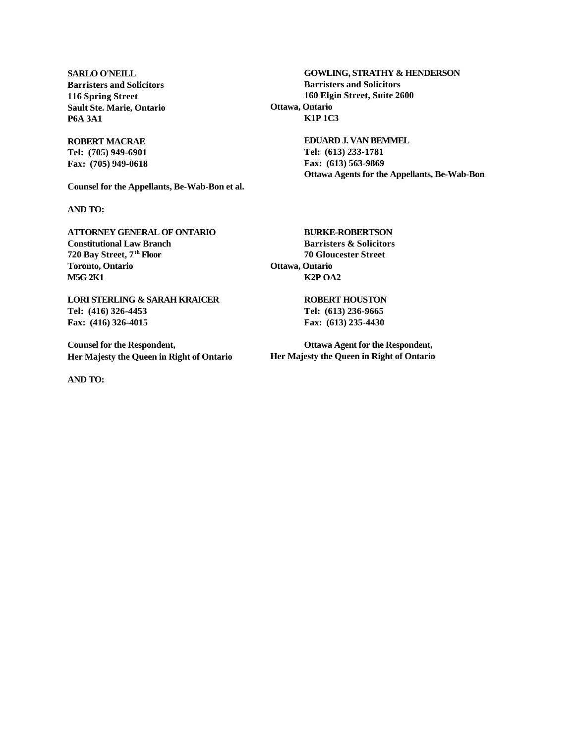**SARLO O'NEILL**
**Barristers and Solicitors**
**116 Spring Street**
**Sault Ste. Marie, Ontario**
**P6A 3A1**

**ROBERT MACRAE**
**Tel: (705) 949-6901**
**Fax: (705) 949-0618**

**Counsel for the Appellants, Be-Wab-Bon et al.**

**GOWLING, STRATHY & HENDERSON**
**Barristers and Solicitors**
**160 Elgin Street, Suite 2600**
**Ottawa, Ontario**
**K1P 1C3**

**EDUARD J. VAN BEMMEL**
**Tel: (613) 233-1781**
**Fax: (613) 563-9869**
**Ottawa Agents for the Appellants, Be-Wab-Bon**

**AND TO:**

**ATTORNEY GENERAL OF ONTARIO**
**Constitutional Law Branch**
**720 Bay Street, 7th Floor**
**Toronto, Ontario**
**M5G 2K1**

**LORI STERLING & SARAH KRAICER**
**Tel: (416) 326-4453**
**Fax: (416) 326-4015**

**Counsel for the Respondent,**
**Her Majesty the Queen in Right of Ontario**

**BURKE-ROBERTSON**
**Barristers & Solicitors**
**70 Gloucester Street**
**Ottawa, Ontario**
**K2P OA2**

**ROBERT HOUSTON**
**Tel: (613) 236-9665**
**Fax: (613) 235-4430**

**Ottawa Agent for the Respondent,**
**Her Majesty the Queen in Right of Ontario**

**AND TO:**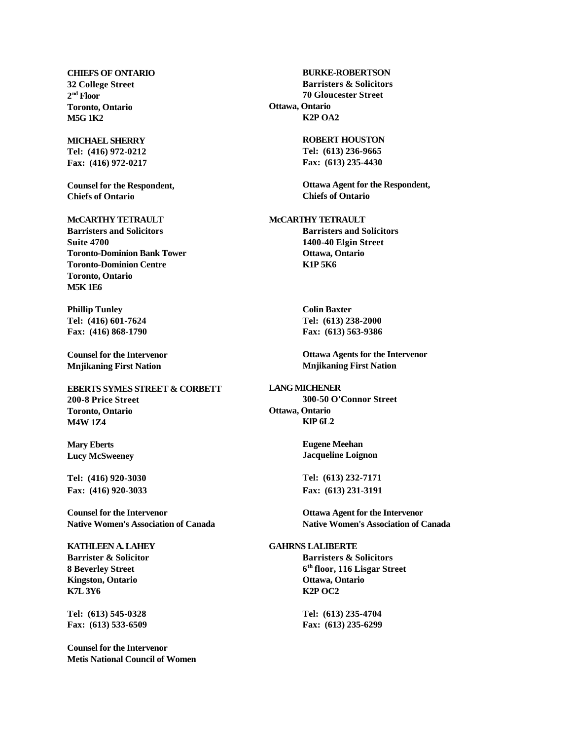**CHIEFS OF ONTARIO**
**32 College Street**
**2nd Floor**
**Toronto, Ontario**
**M5G 1K2**

**MICHAEL SHERRY**
**Tel: (416) 972-0212**
**Fax: (416) 972-0217**

**Counsel for the Respondent,**
**Chiefs of Ontario**

**BURKE-ROBERTSON**
**Barristers & Solicitors**
**70 Gloucester Street**
**Ottawa, Ontario**
**K2P OA2**

**ROBERT HOUSTON**
**Tel: (613) 236-9665**
**Fax: (613) 235-4430**

**Ottawa Agent for the Respondent,**
**Chiefs of Ontario**

**McCARTHY TETRAULT**
**Barristers and Solicitors**
**Suite 4700**
**Toronto-Dominion Bank Tower**
**Toronto-Dominion Centre**
**Toronto, Ontario**
**M5K 1E6**

**Phillip Tunley**
**Tel: (416) 601-7624**
**Fax: (416) 868-1790**

**Counsel for the Intervenor**
**Mnjikaning First Nation**

**McCARTHY TETRAULT**
**Barristers and Solicitors**
**1400-40 Elgin Street**
**Ottawa, Ontario**
**K1P 5K6**

**Colin Baxter**
**Tel: (613) 238-2000**
**Fax: (613) 563-9386**

**Ottawa Agents for the Intervenor**
**Mnjikaning First Nation**

**EBERTS SYMES STREET & CORBETT**
**200-8 Price Street**
**Toronto, Ontario**
**M4W 1Z4**

**Mary Eberts**
**Lucy McSweeney**

**Tel: (416) 920-3030**
**Fax: (416) 920-3033**

**Counsel for the Intervenor**
**Native Women's Association of Canada**

**LANG MICHENER**
**300-50 O'Connor Street**
**Ottawa, Ontario**
**KlP 6L2**

**Eugene Meehan**
**Jacqueline Loignon**

**Tel: (613) 232-7171**
**Fax: (613) 231-3191**

**Ottawa Agent for the Intervenor**
**Native Women's Association of Canada**

**KATHLEEN A. LAHEY**
**Barrister & Solicitor**
**8 Beverley Street**
**Kingston, Ontario**
**K7L 3Y6**

**Tel: (613) 545-0328**
**Fax: (613) 533-6509**

**Counsel for the Intervenor**
**Metis National Council of Women**

**GAHRNS LALIBERTE**
**Barristers & Solicitors**
**6th floor, 116 Lisgar Street**
**Ottawa, Ontario**
**K2P OC2**

**Tel: (613) 235-4704**
**Fax: (613) 235-6299**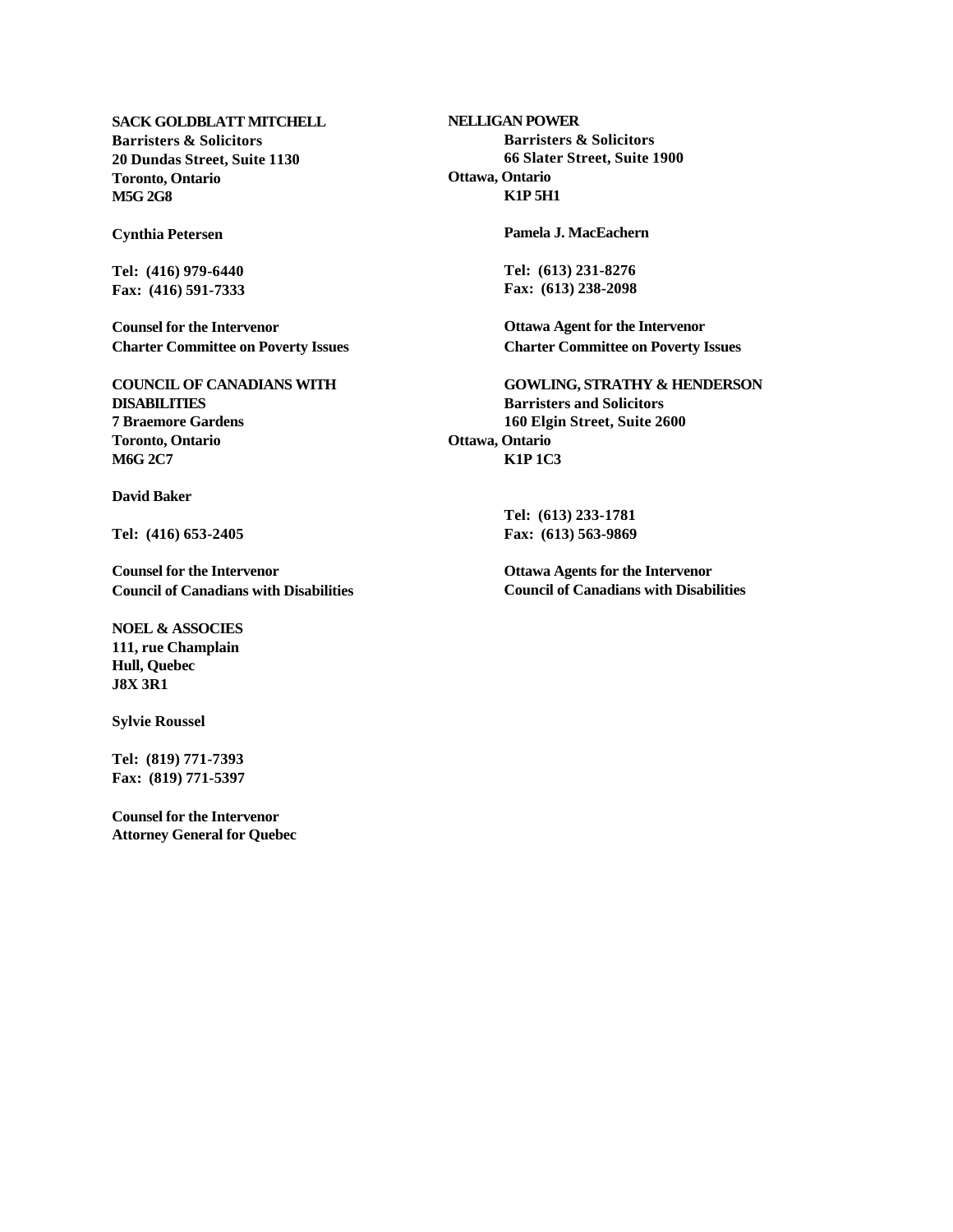**SACK GOLDBLATT MITCHELL**
**Barristers & Solicitors**
**20 Dundas Street, Suite 1130**
**Toronto, Ontario**
**M5G 2G8**

**Cynthia Petersen**

**Tel: (416) 979-6440**
**Fax: (416) 591-7333**

**Counsel for the Intervenor**
**Charter Committee on Poverty Issues**

**NELLIGAN POWER**
**Barristers & Solicitors**
**66 Slater Street, Suite 1900**
**Ottawa, Ontario**
**K1P 5H1**

**Pamela J. MacEachern**

**Tel: (613) 231-8276**
**Fax: (613) 238-2098**

**Ottawa Agent for the Intervenor**
**Charter Committee on Poverty Issues**

**COUNCIL OF CANADIANS WITH DISABILITIES**
**7 Braemore Gardens**
**Toronto, Ontario**
**M6G 2C7**

**David Baker**

**Tel: (416) 653-2405**

**Counsel for the Intervenor**
**Council of Canadians with Disabilities**

**GOWLING, STRATHY & HENDERSON**
**Barristers and Solicitors**
**160 Elgin Street, Suite 2600**
**Ottawa, Ontario**
**K1P 1C3**

**Tel: (613) 233-1781**
**Fax: (613) 563-9869**

**Ottawa Agents for the Intervenor**
**Council of Canadians with Disabilities**

**NOEL & ASSOCIES**
**111, rue Champlain**
**Hull, Quebec**
**J8X 3R1**

**Sylvie Roussel**

**Tel: (819) 771-7393**
**Fax: (819) 771-5397**

**Counsel for the Intervenor**
**Attorney General for Quebec**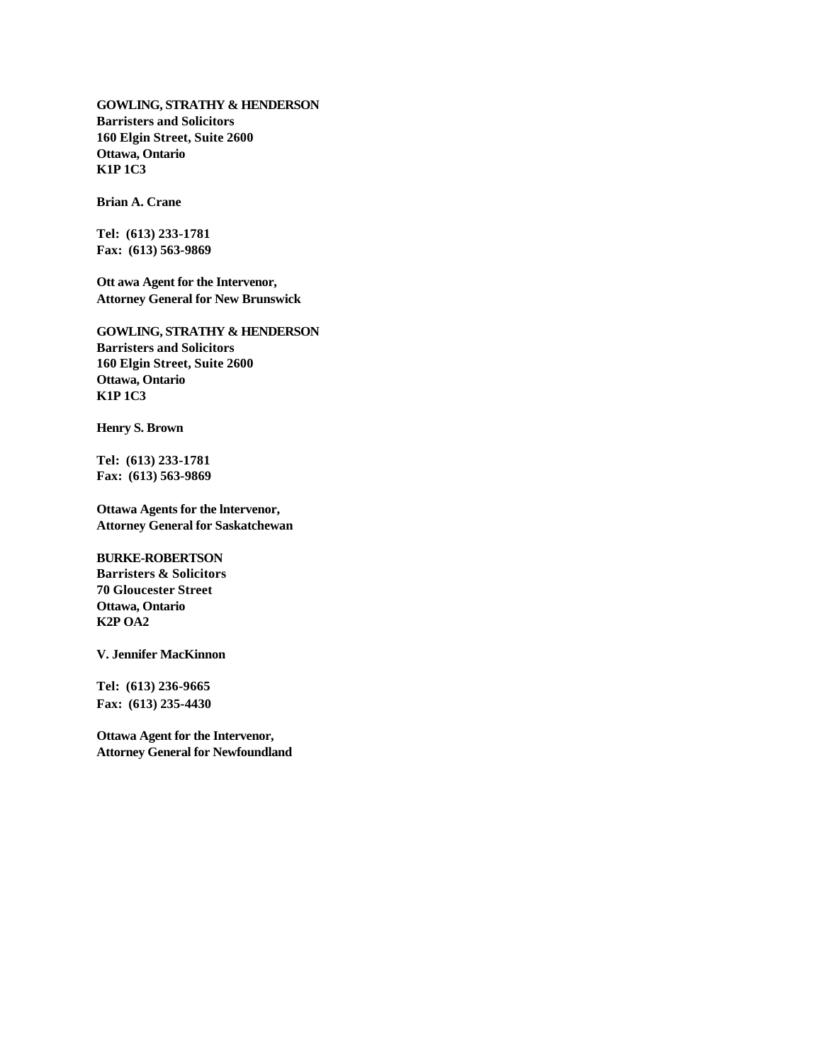**GOWLING, STRATHY & HENDERSON**
**Barristers and Solicitors**
**160 Elgin Street, Suite 2600**
**Ottawa, Ontario**
**K1P 1C3**

**Brian A. Crane**

**Tel: (613) 233-1781**
**Fax: (613) 563-9869**

**Ott awa Agent for the Intervenor,**
**Attorney General for New Brunswick**

**GOWLING, STRATHY & HENDERSON**
**Barristers and Solicitors**
**160 Elgin Street, Suite 2600**
**Ottawa, Ontario**
**K1P 1C3**

**Henry S. Brown**

**Tel: (613) 233-1781**
**Fax: (613) 563-9869**

**Ottawa Agents for the lntervenor,**
**Attorney General for Saskatchewan**

**BURKE-ROBERTSON**
**Barristers & Solicitors**
**70 Gloucester Street**
**Ottawa, Ontario**
**K2P OA2**

**V. Jennifer MacKinnon**

**Tel: (613) 236-9665**
**Fax: (613) 235-4430**

**Ottawa Agent for the Intervenor,**
**Attorney General for Newfoundland**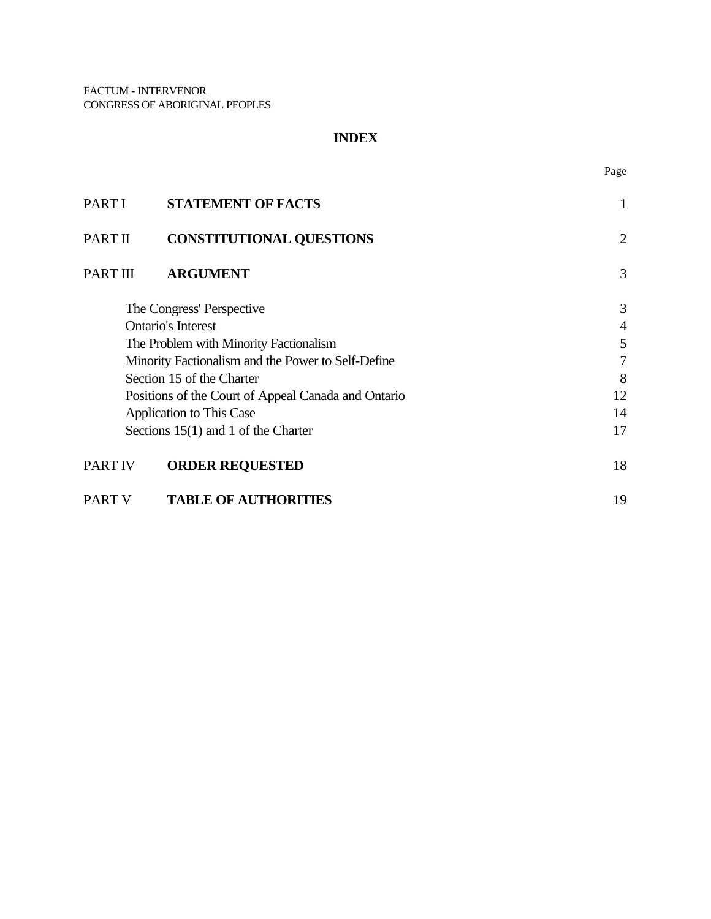FACTUM - INTERVENOR
CONGRESS OF ABORIGINAL PEOPLES

# INDEX

| | | Page |
|---|---|---|
| PART I | **STATEMENT OF FACTS** | 1 |
| PART II | **CONSTITUTIONAL QUESTIONS** | 2 |
| PART III | **ARGUMENT** | 3 |
| | The Congress' Perspective | 3 |
| | Ontario's Interest | 4 |
| | The Problem with Minority Factionalism | 5 |
| | Minority Factionalism and the Power to Self-Define | 7 |
| | Section 15 of the Charter | 8 |
| | Positions of the Court of Appeal Canada and Ontario | 12 |
| | Application to This Case | 14 |
| | Sections 15(1) and 1 of the Charter | 17 |
| PART IV | **ORDER REQUESTED** | 18 |
| PART V | **TABLE OF AUTHORITIES** | 19 |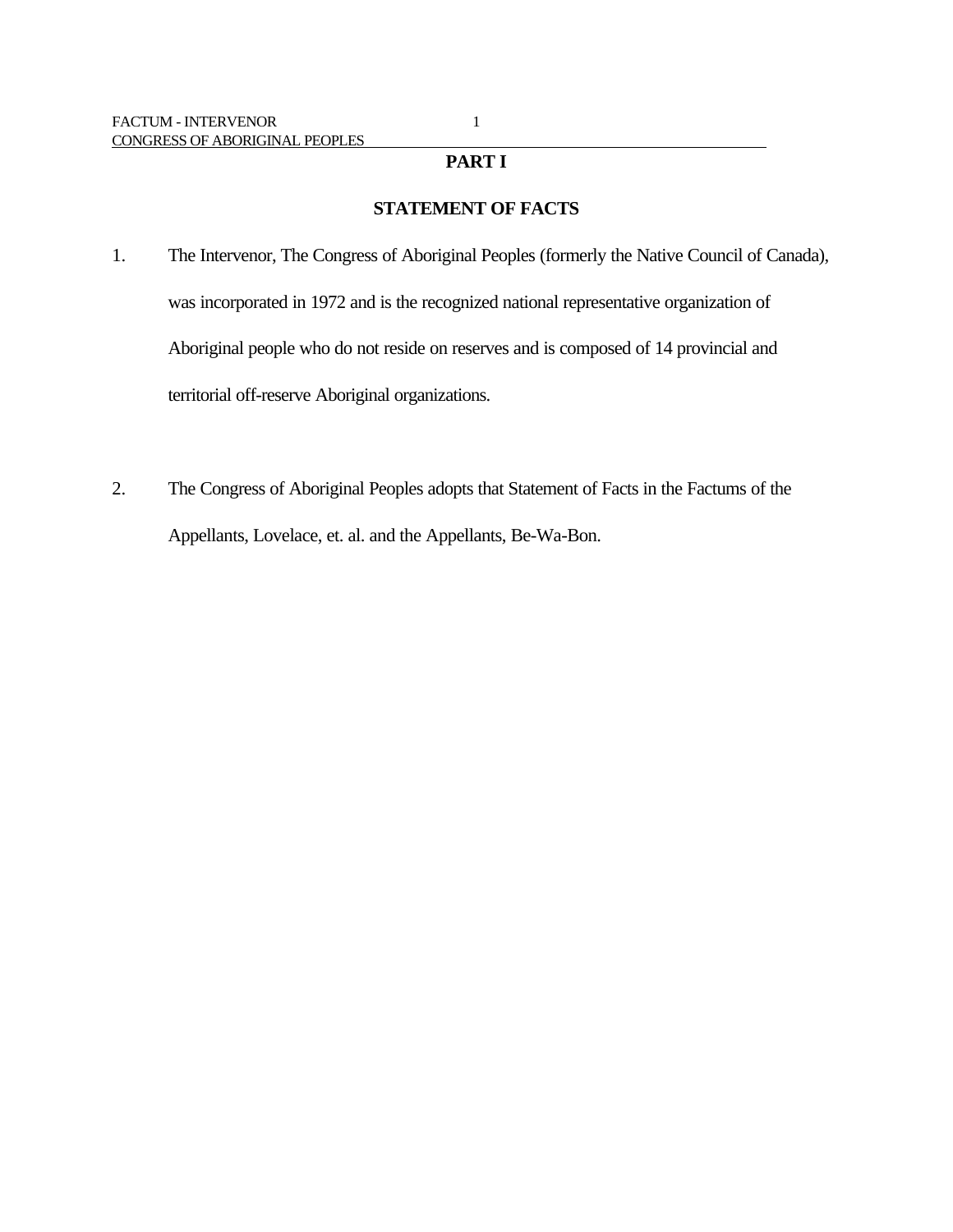## PART I

## STATEMENT OF FACTS

1. The Intervenor, The Congress of Aboriginal Peoples (formerly the Native Council of Canada), was incorporated in 1972 and is the recognized national representative organization of Aboriginal people who do not reside on reserves and is composed of 14 provincial and territorial off-reserve Aboriginal organizations.

2. The Congress of Aboriginal Peoples adopts that Statement of Facts in the Factums of the Appellants, Lovelace, et. al. and the Appellants, Be-Wa-Bon.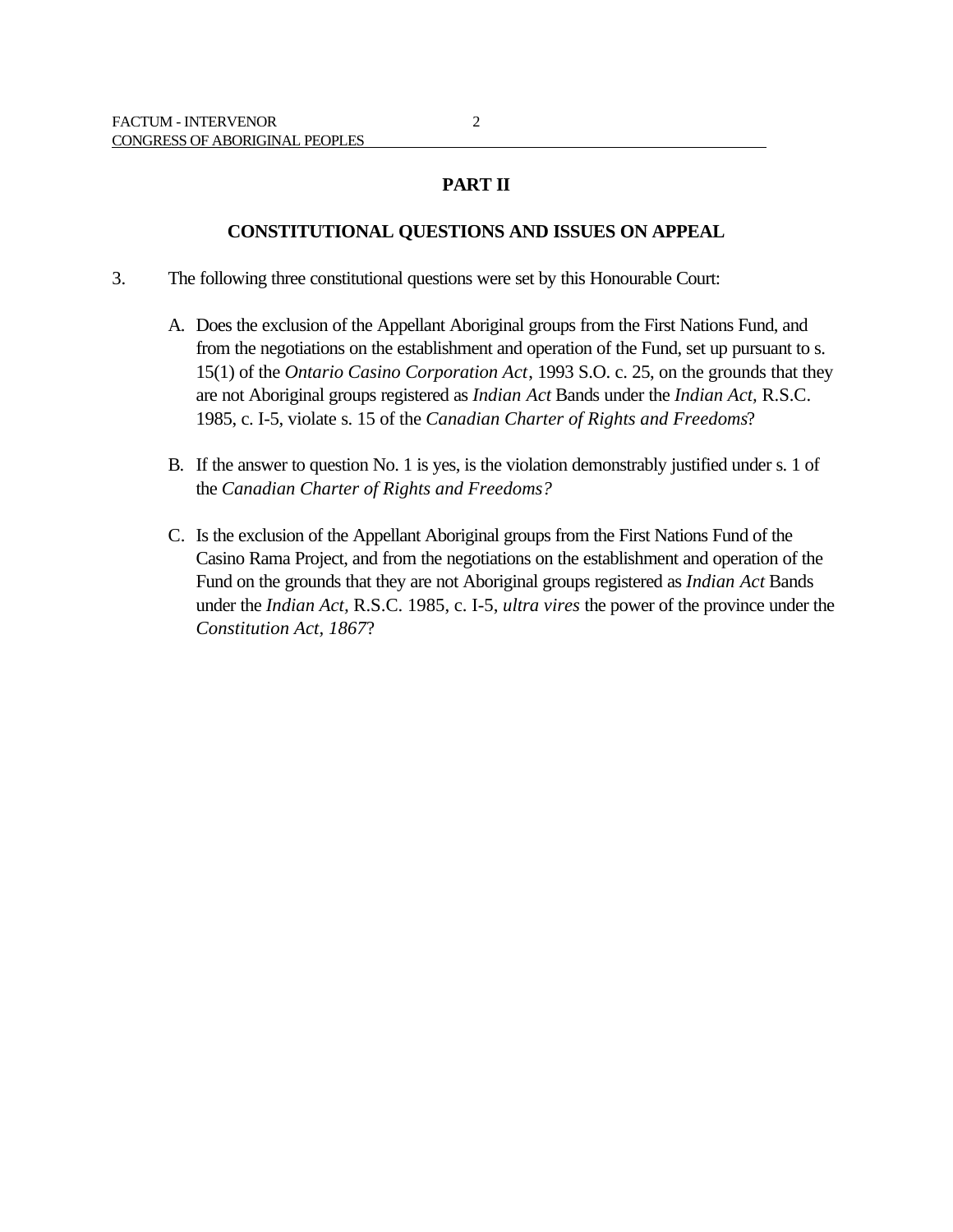## PART II

## CONSTITUTIONAL QUESTIONS AND ISSUES ON APPEAL

3. The following three constitutional questions were set by this Honourable Court:

   A. Does the exclusion of the Appellant Aboriginal groups from the First Nations Fund, and from the negotiations on the establishment and operation of the Fund, set up pursuant to s. 15(1) of the *Ontario Casino Corporation Act*, 1993 S.O. c. 25, on the grounds that they are not Aboriginal groups registered as *Indian Act* Bands under the *Indian Act,* R.S.C. 1985, c. I-5, violate s. 15 of the *Canadian Charter of Rights and Freedoms*?

   B. If the answer to question No. 1 is yes, is the violation demonstrably justified under s. 1 of the *Canadian Charter of Rights and Freedoms?*

   C. Is the exclusion of the Appellant Aboriginal groups from the First Nations Fund of the Casino Rama Project, and from the negotiations on the establishment and operation of the Fund on the grounds that they are not Aboriginal groups registered as *Indian Act* Bands under the *Indian Act,* R.S.C. 1985, c. I-5, *ultra vires* the power of the province under the *Constitution Act, 1867*?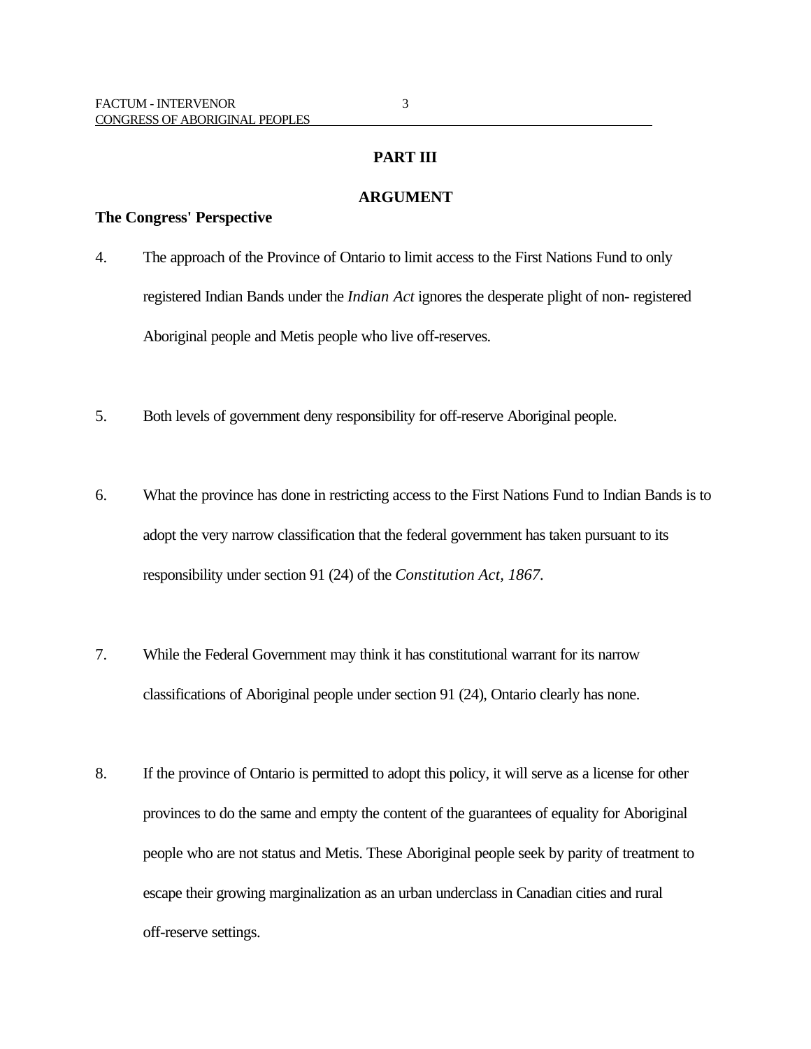## PART III

## ARGUMENT

### The Congress' Perspective

4. The approach of the Province of Ontario to limit access to the First Nations Fund to only registered Indian Bands under the *Indian Act* ignores the desperate plight of non- registered Aboriginal people and Metis people who live off-reserves.

5. Both levels of government deny responsibility for off-reserve Aboriginal people.

6. What the province has done in restricting access to the First Nations Fund to Indian Bands is to adopt the very narrow classification that the federal government has taken pursuant to its responsibility under section 91 (24) of the *Constitution Act, 1867*.

7. While the Federal Government may think it has constitutional warrant for its narrow classifications of Aboriginal people under section 91 (24), Ontario clearly has none.

8. If the province of Ontario is permitted to adopt this policy, it will serve as a license for other provinces to do the same and empty the content of the guarantees of equality for Aboriginal people who are not status and Metis. These Aboriginal people seek by parity of treatment to escape their growing marginalization as an urban underclass in Canadian cities and rural off-reserve settings.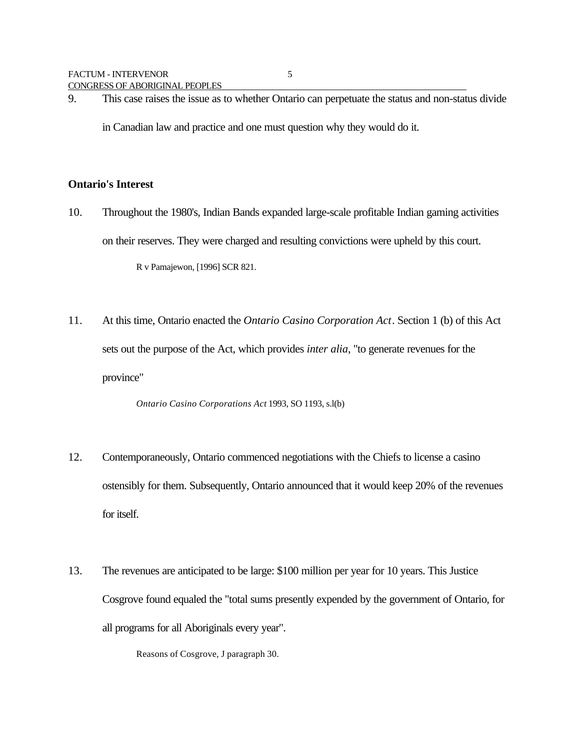9. This case raises the issue as to whether Ontario can perpetuate the status and non-status divide in Canadian law and practice and one must question why they would do it.

**Ontario's Interest**

10. Throughout the 1980's, Indian Bands expanded large-scale profitable Indian gaming activities on their reserves. They were charged and resulting convictions were upheld by this court.

    R v Pamajewon, [1996] SCR 821.

11. At this time, Ontario enacted the *Ontario Casino Corporation Act*. Section 1 (b) of this Act sets out the purpose of the Act, which provides *inter alia*, "to generate revenues for the province"

    *Ontario Casino Corporations Act* 1993, SO 1193, s.l(b)

12. Contemporaneously, Ontario commenced negotiations with the Chiefs to license a casino ostensibly for them. Subsequently, Ontario announced that it would keep 20% of the revenues for itself.

13. The revenues are anticipated to be large: $100 million per year for 10 years. This Justice Cosgrove found equaled the "total sums presently expended by the government of Ontario, for all programs for all Aboriginals every year".

    Reasons of Cosgrove, J paragraph 30.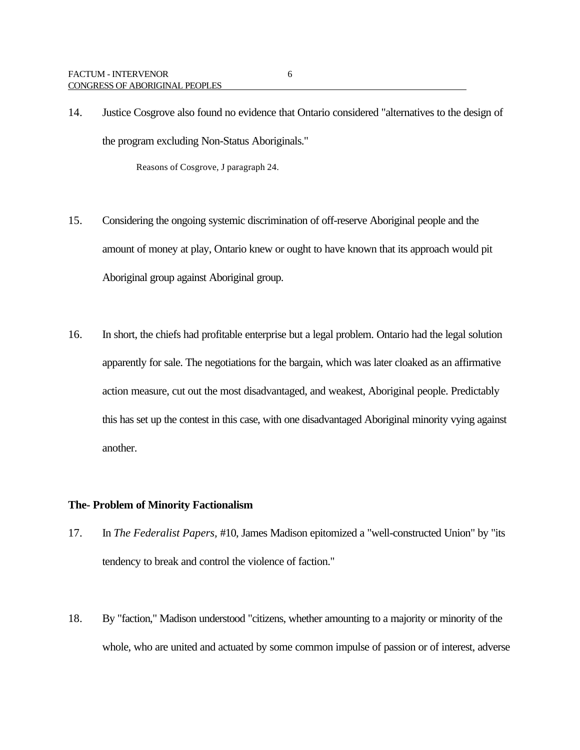14. Justice Cosgrove also found no evidence that Ontario considered "alternatives to the design of the program excluding Non-Status Aboriginals."

Reasons of Cosgrove, J paragraph 24.

15. Considering the ongoing systemic discrimination of off-reserve Aboriginal people and the amount of money at play, Ontario knew or ought to have known that its approach would pit Aboriginal group against Aboriginal group.

16. In short, the chiefs had profitable enterprise but a legal problem. Ontario had the legal solution apparently for sale. The negotiations for the bargain, which was later cloaked as an affirmative action measure, cut out the most disadvantaged, and weakest, Aboriginal people. Predictably this has set up the contest in this case, with one disadvantaged Aboriginal minority vying against another.

**The- Problem of Minority Factionalism**

17. In *The Federalist Papers*, #10, James Madison epitomized a "well-constructed Union" by "its tendency to break and control the violence of faction."

18. By "faction," Madison understood "citizens, whether amounting to a majority or minority of the whole, who are united and actuated by some common impulse of passion or of interest, adverse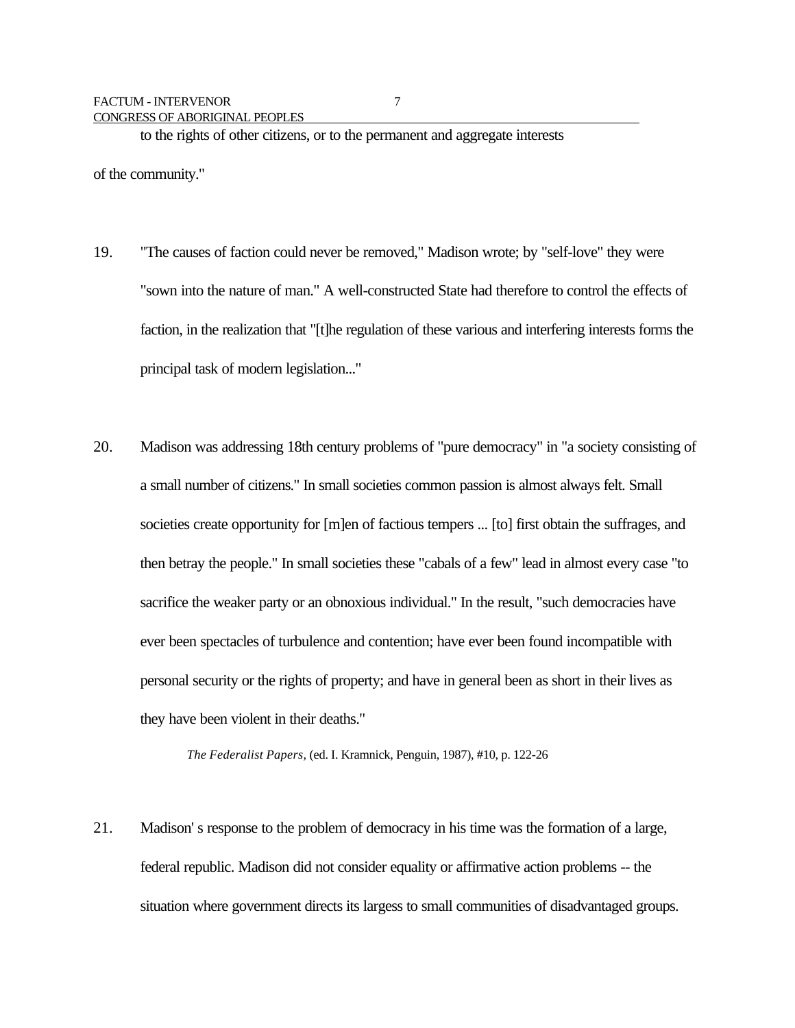to the rights of other citizens, or to the permanent and aggregate interests of the community."

19. "The causes of faction could never be removed," Madison wrote; by "self-love" they were "sown into the nature of man." A well-constructed State had therefore to control the effects of faction, in the realization that "[t]he regulation of these various and interfering interests forms the principal task of modern legislation..."

20. Madison was addressing 18th century problems of "pure democracy" in "a society consisting of a small number of citizens." In small societies common passion is almost always felt. Small societies create opportunity for [m]en of factious tempers ... [to] first obtain the suffrages, and then betray the people." In small societies these "cabals of a few" lead in almost every case "to sacrifice the weaker party or an obnoxious individual." In the result, "such democracies have ever been spectacles of turbulence and contention; have ever been found incompatible with personal security or the rights of property; and have in general been as short in their lives as they have been violent in their deaths."

> *The Federalist Papers*, (ed. I. Kramnick, Penguin, 1987), #10, p. 122-26

21. Madison' s response to the problem of democracy in his time was the formation of a large, federal republic. Madison did not consider equality or affirmative action problems -- the situation where government directs its largess to small communities of disadvantaged groups.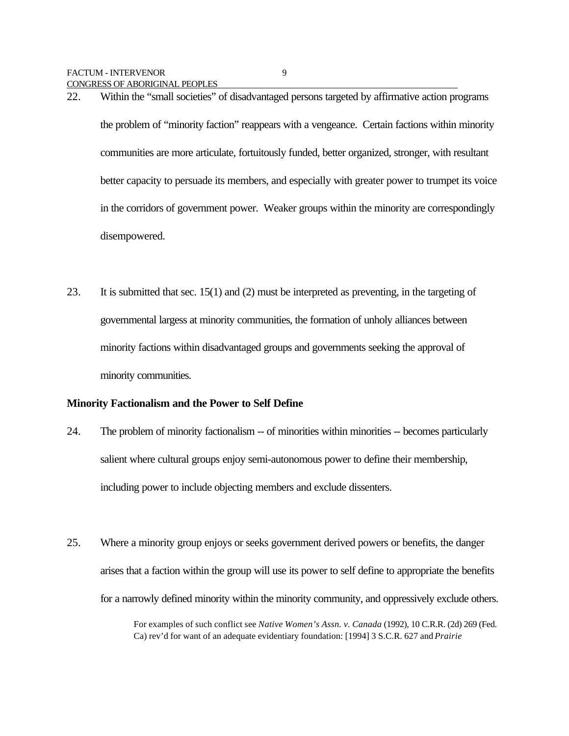22. Within the "small societies" of disadvantaged persons targeted by affirmative action programs the problem of "minority faction" reappears with a vengeance. Certain factions within minority communities are more articulate, fortuitously funded, better organized, stronger, with resultant better capacity to persuade its members, and especially with greater power to trumpet its voice in the corridors of government power. Weaker groups within the minority are correspondingly disempowered.

23. It is submitted that sec. 15(1) and (2) must be interpreted as preventing, in the targeting of governmental largess at minority communities, the formation of unholy alliances between minority factions within disadvantaged groups and governments seeking the approval of minority communities.

**Minority Factionalism and the Power to Self Define**

24. The problem of minority factionalism -- of minorities within minorities -- becomes particularly salient where cultural groups enjoy semi-autonomous power to define their membership, including power to include objecting members and exclude dissenters.

25. Where a minority group enjoys or seeks government derived powers or benefits, the danger arises that a faction within the group will use its power to self define to appropriate the benefits for a narrowly defined minority within the minority community, and oppressively exclude others.

> For examples of such conflict see *Native Women's Assn. v. Canada* (1992), 10 C.R.R. (2d) 269 (Fed. Ca) rev'd for want of an adequate evidentiary foundation: [1994] 3 S.C.R. 627 and *Prairie*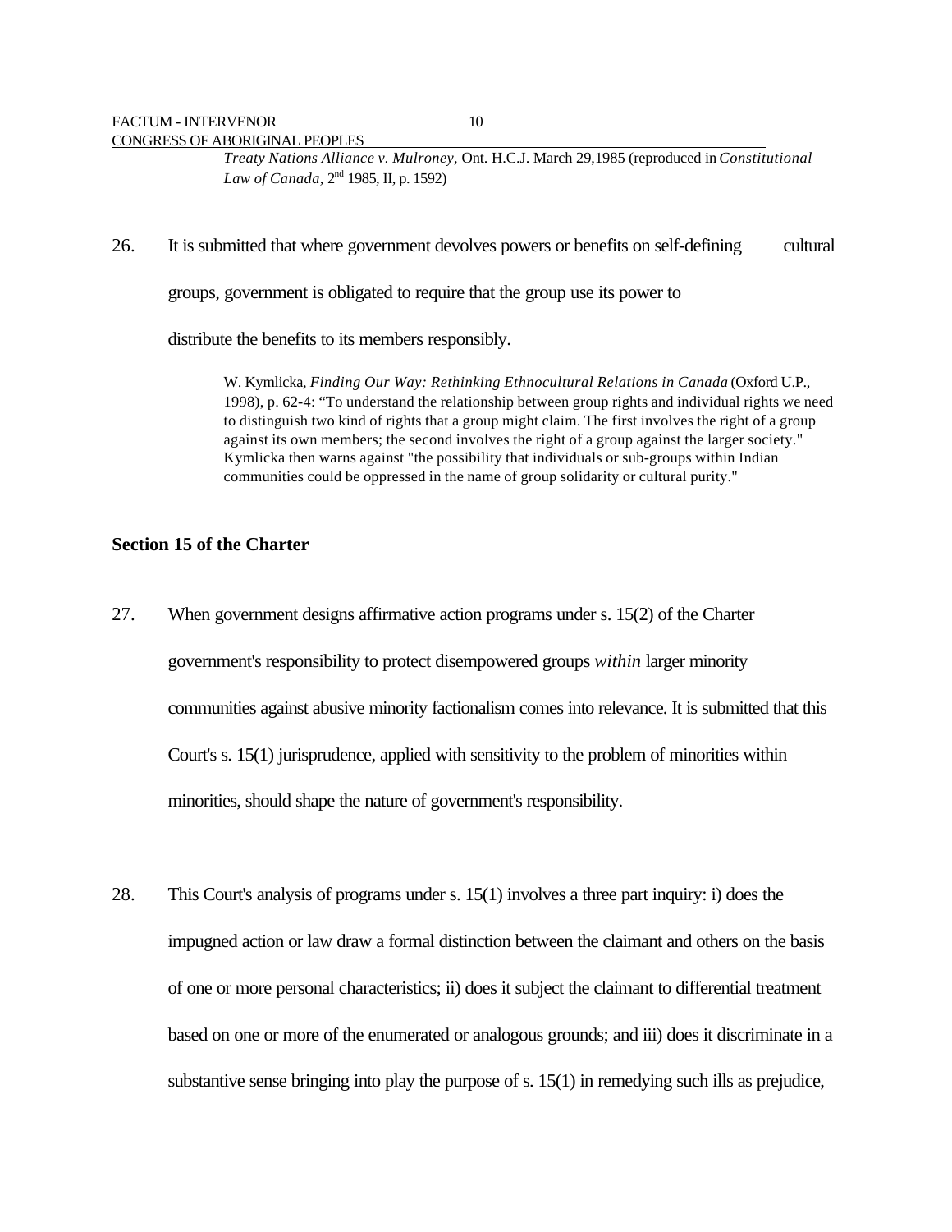*Treaty Nations Alliance v. Mulroney*, Ont. H.C.J. March 29,1985 (reproduced in *Constitutional Law of Canada*, 2nd 1985, II, p. 1592)

26. It is submitted that where government devolves powers or benefits on self-defining cultural groups, government is obligated to require that the group use its power to distribute the benefits to its members responsibly.

> W. Kymlicka, *Finding Our Way: Rethinking Ethnocultural Relations in Canada* (Oxford U.P., 1998), p. 62-4: "To understand the relationship between group rights and individual rights we need to distinguish two kind of rights that a group might claim. The first involves the right of a group against its own members; the second involves the right of a group against the larger society." Kymlicka then warns against "the possibility that individuals or sub-groups within Indian communities could be oppressed in the name of group solidarity or cultural purity."

**Section 15 of the Charter**

27. When government designs affirmative action programs under s. 15(2) of the Charter government's responsibility to protect disempowered groups *within* larger minority communities against abusive minority factionalism comes into relevance. It is submitted that this Court's s. 15(1) jurisprudence, applied with sensitivity to the problem of minorities within minorities, should shape the nature of government's responsibility.

28. This Court's analysis of programs under s. 15(1) involves a three part inquiry: i) does the impugned action or law draw a formal distinction between the claimant and others on the basis of one or more personal characteristics; ii) does it subject the claimant to differential treatment based on one or more of the enumerated or analogous grounds; and iii) does it discriminate in a substantive sense bringing into play the purpose of s. 15(1) in remedying such ills as prejudice,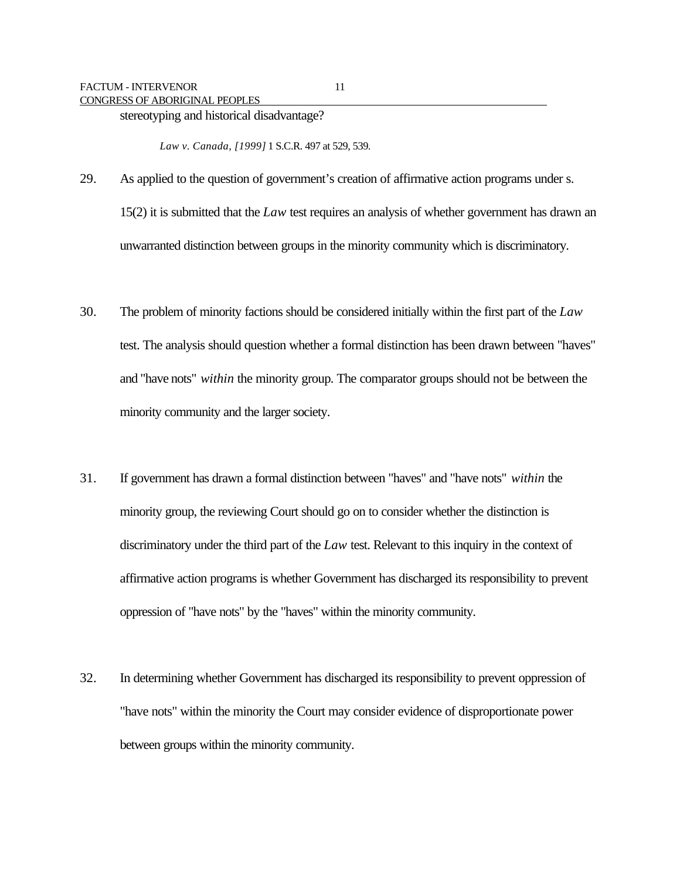stereotyping and historical disadvantage?

*Law v. Canada, [1999]* 1 S.C.R. 497 at 529, 539.

29. As applied to the question of government's creation of affirmative action programs under s. 15(2) it is submitted that the *Law* test requires an analysis of whether government has drawn an unwarranted distinction between groups in the minority community which is discriminatory.

30. The problem of minority factions should be considered initially within the first part of the *Law* test. The analysis should question whether a formal distinction has been drawn between "haves" and "have nots" *within* the minority group. The comparator groups should not be between the minority community and the larger society.

31. If government has drawn a formal distinction between "haves" and "have nots" *within* the minority group, the reviewing Court should go on to consider whether the distinction is discriminatory under the third part of the *Law* test. Relevant to this inquiry in the context of affirmative action programs is whether Government has discharged its responsibility to prevent oppression of "have nots" by the "haves" within the minority community.

32. In determining whether Government has discharged its responsibility to prevent oppression of "have nots" within the minority the Court may consider evidence of disproportionate power between groups within the minority community.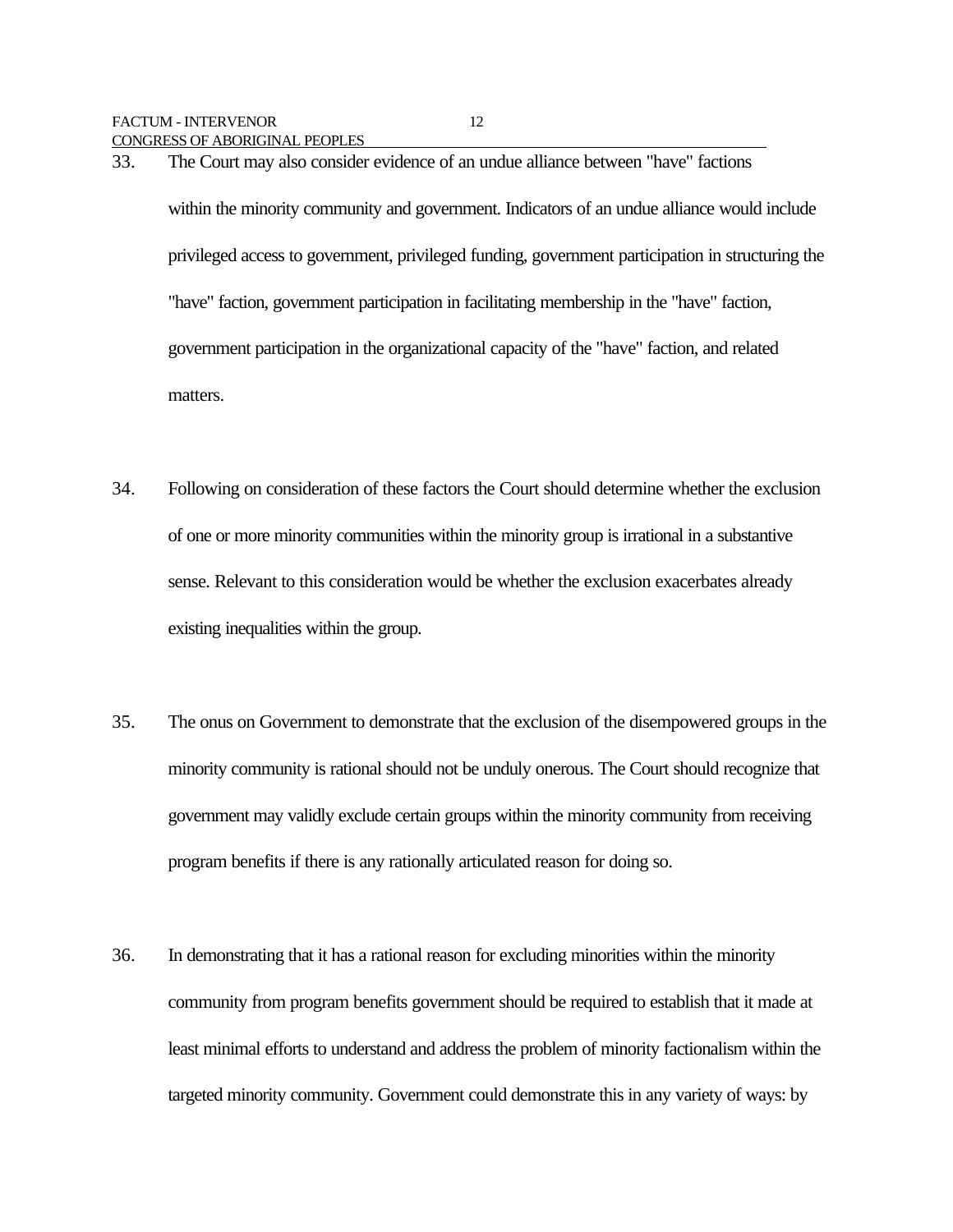33. The Court may also consider evidence of an undue alliance between "have" factions within the minority community and government. Indicators of an undue alliance would include privileged access to government, privileged funding, government participation in structuring the "have" faction, government participation in facilitating membership in the "have" faction, government participation in the organizational capacity of the "have" faction, and related matters.

34. Following on consideration of these factors the Court should determine whether the exclusion of one or more minority communities within the minority group is irrational in a substantive sense. Relevant to this consideration would be whether the exclusion exacerbates already existing inequalities within the group.

35. The onus on Government to demonstrate that the exclusion of the disempowered groups in the minority community is rational should not be unduly onerous. The Court should recognize that government may validly exclude certain groups within the minority community from receiving program benefits if there is any rationally articulated reason for doing so.

36. In demonstrating that it has a rational reason for excluding minorities within the minority community from program benefits government should be required to establish that it made at least minimal efforts to understand and address the problem of minority factionalism within the targeted minority community. Government could demonstrate this in any variety of ways: by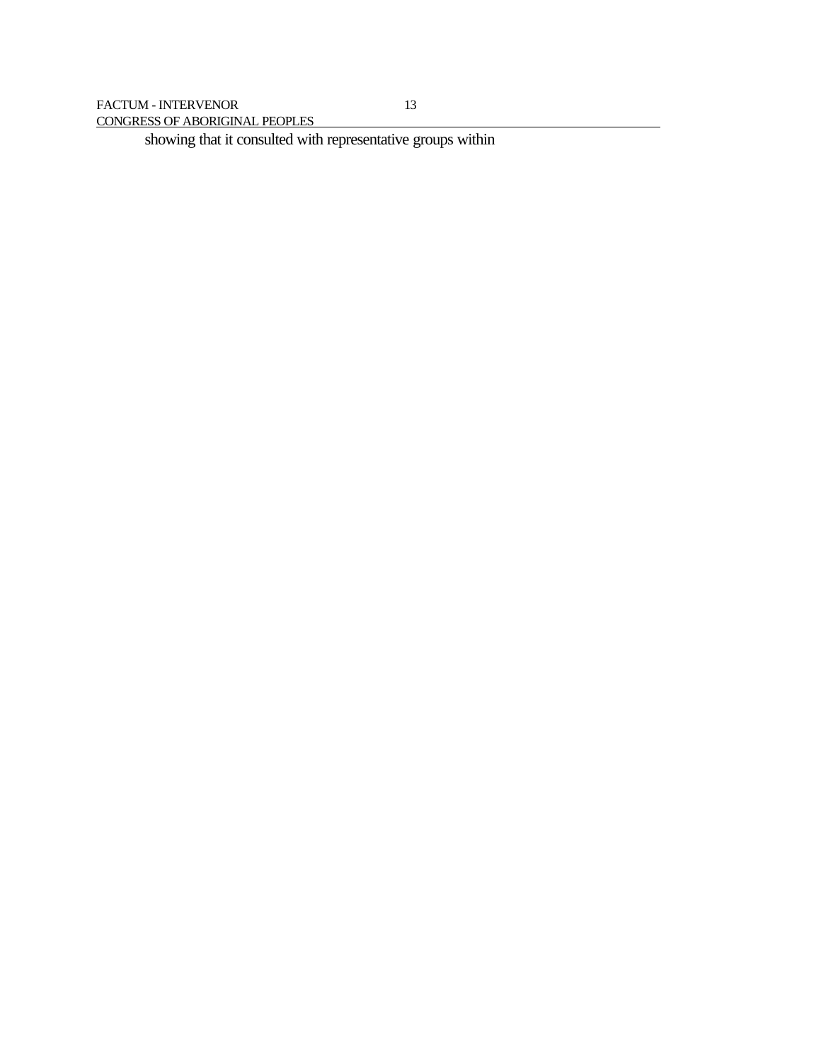showing that it consulted with representative groups within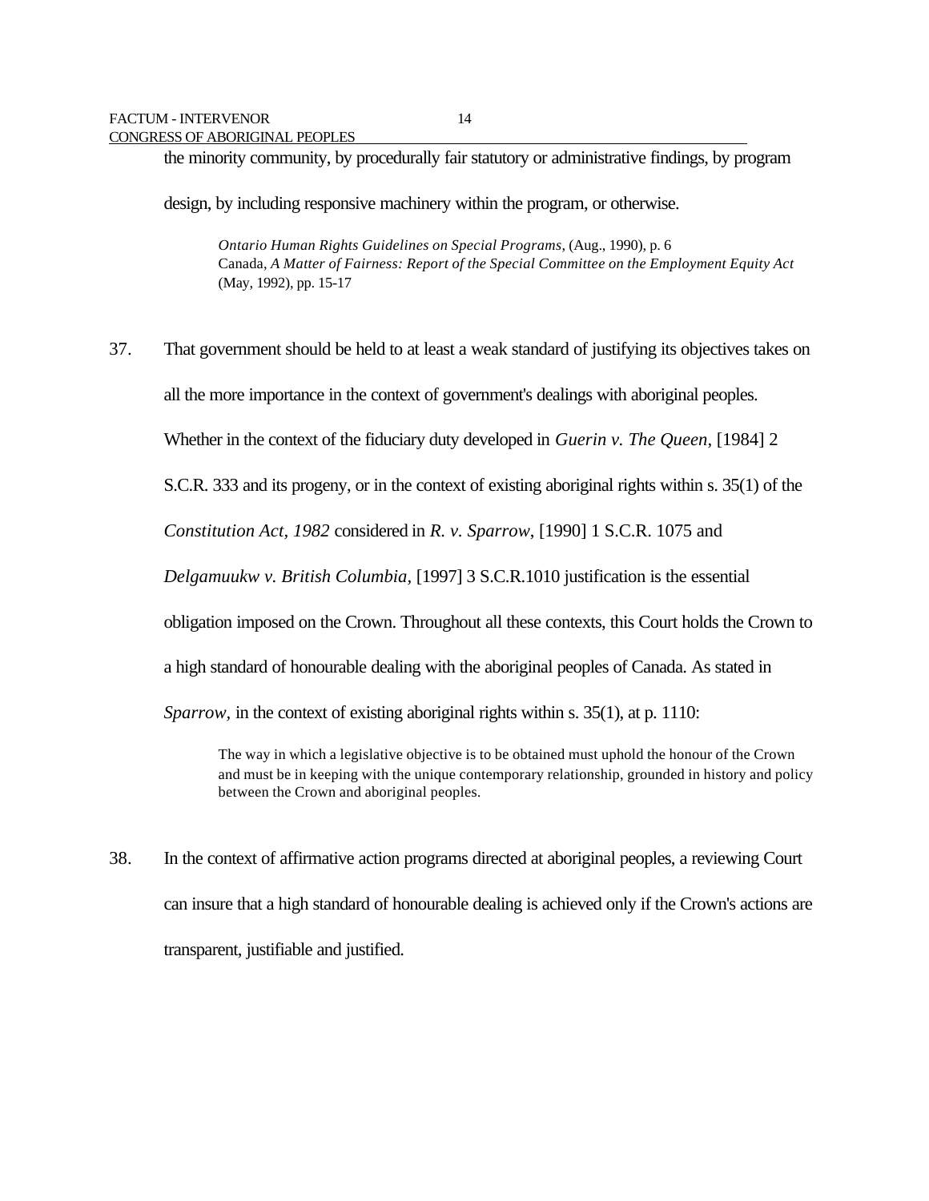the minority community, by procedurally fair statutory or administrative findings, by program design, by including responsive machinery within the program, or otherwise.

> *Ontario Human Rights Guidelines on Special Programs*, (Aug., 1990), p. 6
> Canada, *A Matter of Fairness: Report of the Special Committee on the Employment Equity Act* (May, 1992), pp. 15-17

37. That government should be held to at least a weak standard of justifying its objectives takes on all the more importance in the context of government's dealings with aboriginal peoples. Whether in the context of the fiduciary duty developed in *Guerin v. The Queen*, [1984] 2 S.C.R. 333 and its progeny, or in the context of existing aboriginal rights within s. 35(1) of the *Constitution Act, 1982* considered in *R. v. Sparrow*, [1990] 1 S.C.R. 1075 and *Delgamuukw v. British Columbia*, [1997] 3 S.C.R.1010 justification is the essential obligation imposed on the Crown. Throughout all these contexts, this Court holds the Crown to a high standard of honourable dealing with the aboriginal peoples of Canada. As stated in *Sparrow,* in the context of existing aboriginal rights within s. 35(1), at p. 1110:

> The way in which a legislative objective is to be obtained must uphold the honour of the Crown and must be in keeping with the unique contemporary relationship, grounded in history and policy between the Crown and aboriginal peoples.

38. In the context of affirmative action programs directed at aboriginal peoples, a reviewing Court can insure that a high standard of honourable dealing is achieved only if the Crown's actions are transparent, justifiable and justified.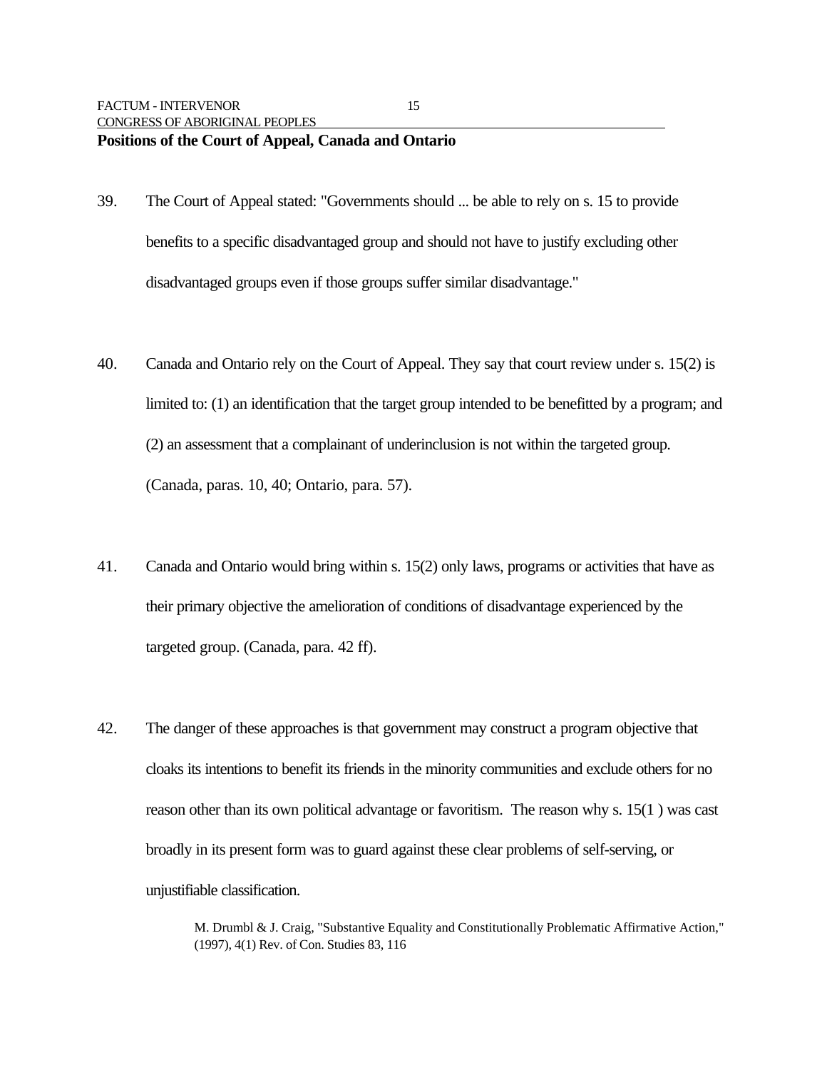**Positions of the Court of Appeal, Canada and Ontario**

39. The Court of Appeal stated: "Governments should ... be able to rely on s. 15 to provide benefits to a specific disadvantaged group and should not have to justify excluding other disadvantaged groups even if those groups suffer similar disadvantage."

40. Canada and Ontario rely on the Court of Appeal. They say that court review under s. 15(2) is limited to: (1) an identification that the target group intended to be benefitted by a program; and (2) an assessment that a complainant of underinclusion is not within the targeted group. (Canada, paras. 10, 40; Ontario, para. 57).

41. Canada and Ontario would bring within s. 15(2) only laws, programs or activities that have as their primary objective the amelioration of conditions of disadvantage experienced by the targeted group. (Canada, para. 42 ff).

42. The danger of these approaches is that government may construct a program objective that cloaks its intentions to benefit its friends in the minority communities and exclude others for no reason other than its own political advantage or favoritism. The reason why s. 15(1 ) was cast broadly in its present form was to guard against these clear problems of self-serving, or unjustifiable classification.

> M. Drumbl & J. Craig, "Substantive Equality and Constitutionally Problematic Affirmative Action," (1997), 4(1) Rev. of Con. Studies 83, 116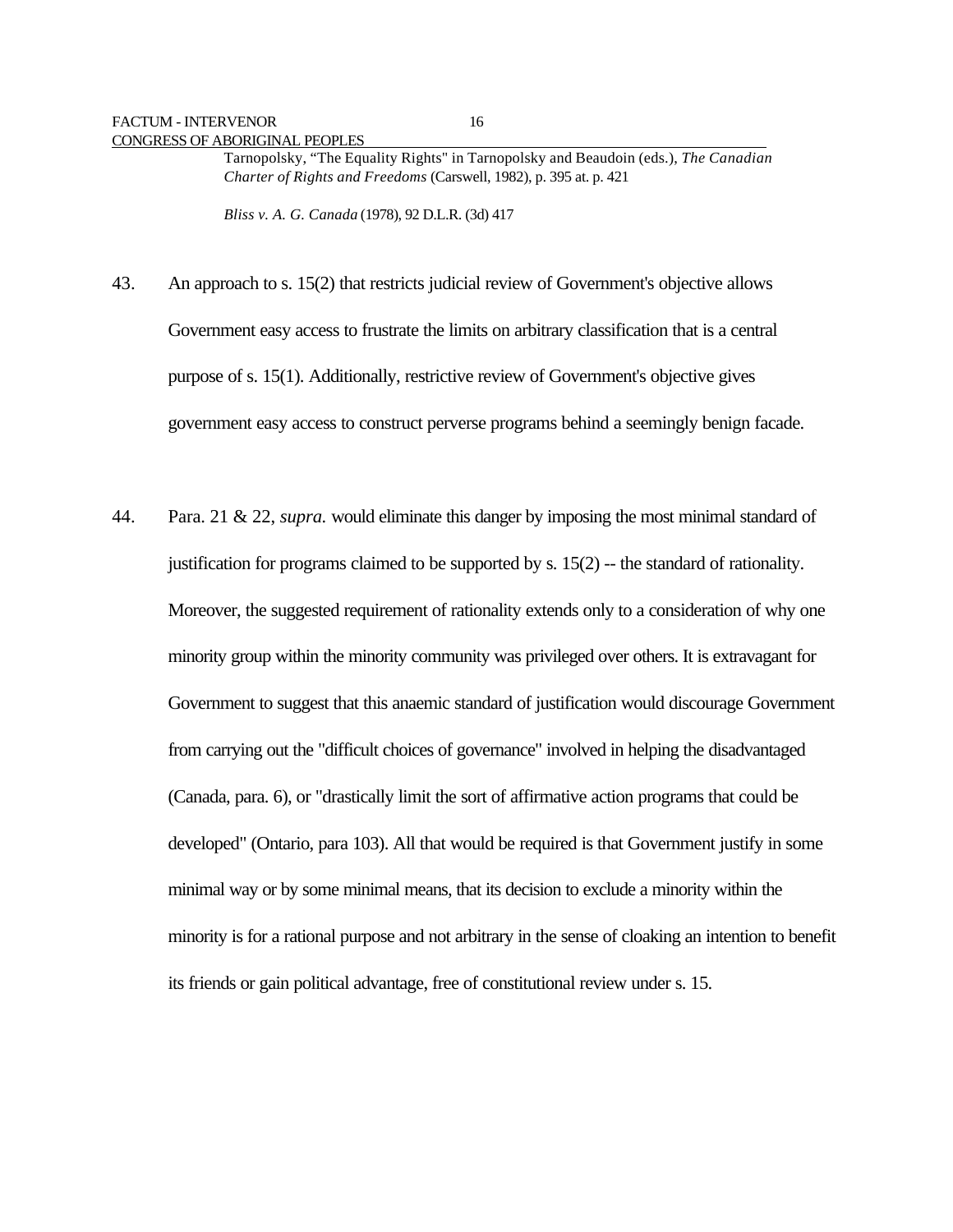Tarnopolsky, "The Equality Rights" in Tarnopolsky and Beaudoin (eds.), *The Canadian Charter of Rights and Freedoms* (Carswell, 1982), p. 395 at. p. 421

*Bliss v. A. G. Canada* (1978), 92 D.L.R. (3d) 417

43. An approach to s. 15(2) that restricts judicial review of Government's objective allows Government easy access to frustrate the limits on arbitrary classification that is a central purpose of s. 15(1). Additionally, restrictive review of Government's objective gives government easy access to construct perverse programs behind a seemingly benign facade.

44. Para. 21 & 22, *supra.* would eliminate this danger by imposing the most minimal standard of justification for programs claimed to be supported by s. 15(2) -- the standard of rationality. Moreover, the suggested requirement of rationality extends only to a consideration of why one minority group within the minority community was privileged over others. It is extravagant for Government to suggest that this anaemic standard of justification would discourage Government from carrying out the "difficult choices of governance" involved in helping the disadvantaged (Canada, para. 6), or "drastically limit the sort of affirmative action programs that could be developed" (Ontario, para 103). All that would be required is that Government justify in some minimal way or by some minimal means, that its decision to exclude a minority within the minority is for a rational purpose and not arbitrary in the sense of cloaking an intention to benefit its friends or gain political advantage, free of constitutional review under s. 15.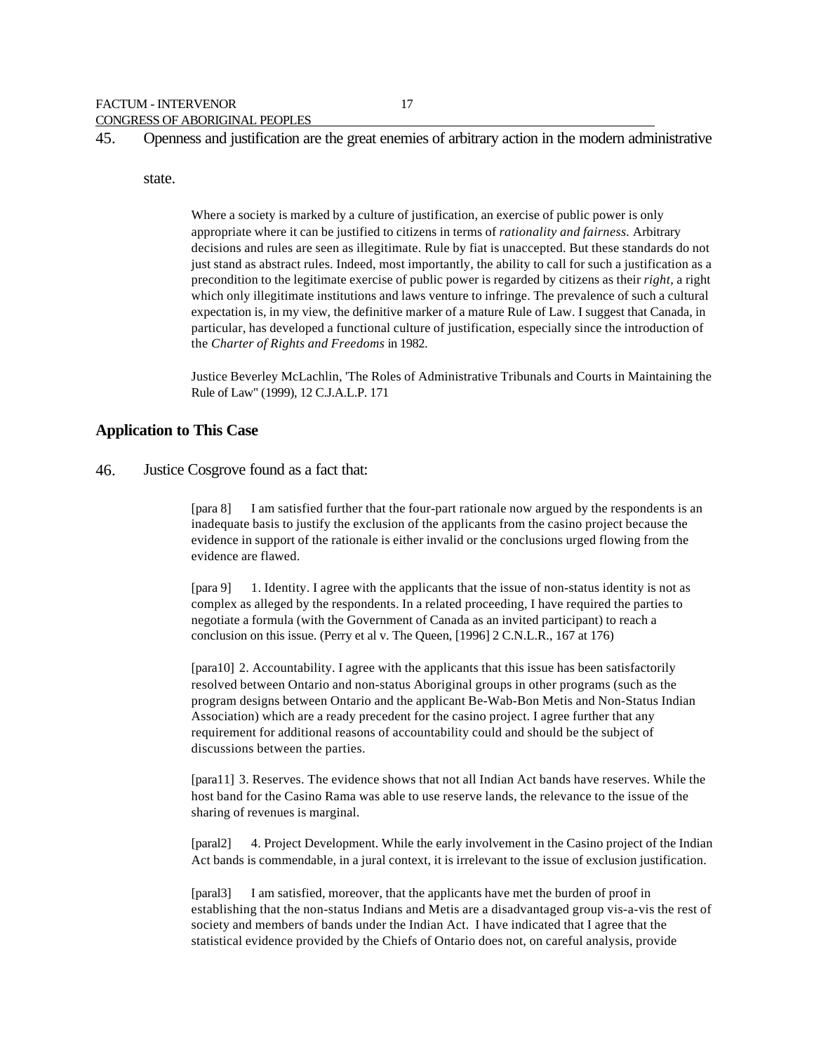45. Openness and justification are the great enemies of arbitrary action in the modern administrative state.

> Where a society is marked by a culture of justification, an exercise of public power is only appropriate where it can be justified to citizens in terms of *rationality and fairness.* Arbitrary decisions and rules are seen as illegitimate. Rule by fiat is unaccepted. But these standards do not just stand as abstract rules. Indeed, most importantly, the ability to call for such a justification as a precondition to the legitimate exercise of public power is regarded by citizens as their *right,* a right which only illegitimate institutions and laws venture to infringe. The prevalence of such a cultural expectation is, in my view, the definitive marker of a mature Rule of Law. I suggest that Canada, in particular, has developed a functional culture of justification, especially since the introduction of the *Charter of Rights and Freedoms* in 1982.
>
> Justice Beverley McLachlin, 'The Roles of Administrative Tribunals and Courts in Maintaining the Rule of Law" (1999), 12 C.J.A.L.P. 171

### Application to This Case

46. Justice Cosgrove found as a fact that:

> [para 8] I am satisfied further that the four-part rationale now argued by the respondents is an inadequate basis to justify the exclusion of the applicants from the casino project because the evidence in support of the rationale is either invalid or the conclusions urged flowing from the evidence are flawed.
>
> [para 9] 1. Identity. I agree with the applicants that the issue of non-status identity is not as complex as alleged by the respondents. In a related proceeding, I have required the parties to negotiate a formula (with the Government of Canada as an invited participant) to reach a conclusion on this issue. (Perry et al v. The Queen, [1996] 2 C.N.L.R., 167 at 176)
>
> [para10] 2. Accountability. I agree with the applicants that this issue has been satisfactorily resolved between Ontario and non-status Aboriginal groups in other programs (such as the program designs between Ontario and the applicant Be-Wab-Bon Metis and Non-Status Indian Association) which are a ready precedent for the casino project. I agree further that any requirement for additional reasons of accountability could and should be the subject of discussions between the parties.
>
> [para11] 3. Reserves. The evidence shows that not all Indian Act bands have reserves. While the host band for the Casino Rama was able to use reserve lands, the relevance to the issue of the sharing of revenues is marginal.
>
> [para12] 4. Project Development. While the early involvement in the Casino project of the Indian Act bands is commendable, in a jural context, it is irrelevant to the issue of exclusion justification.
>
> [para13] I am satisfied, moreover, that the applicants have met the burden of proof in establishing that the non-status Indians and Metis are a disadvantaged group vis-a-vis the rest of society and members of bands under the Indian Act. I have indicated that I agree that the statistical evidence provided by the Chiefs of Ontario does not, on careful analysis, provide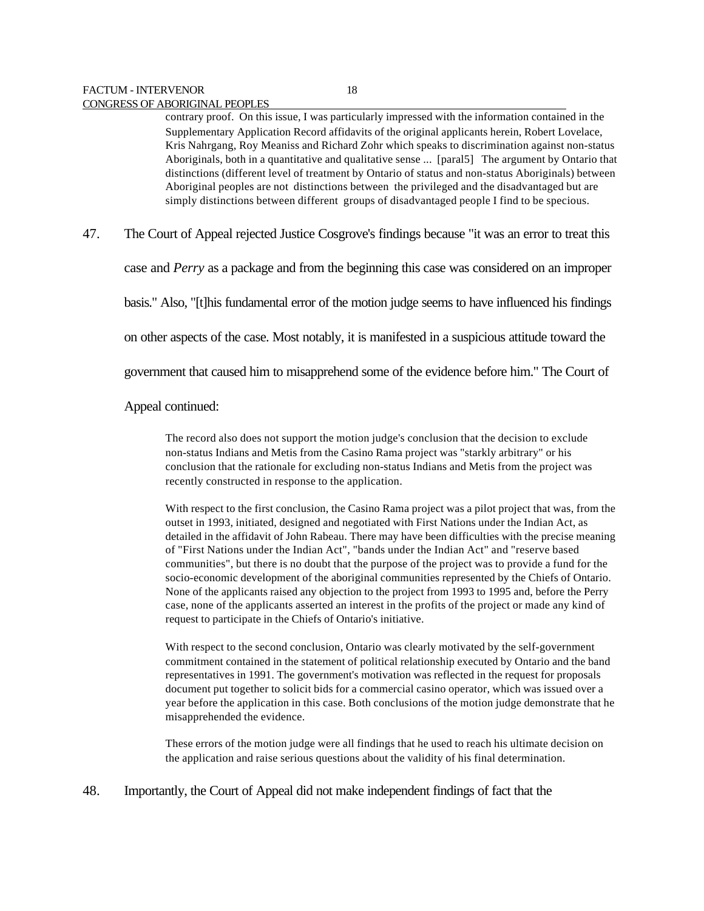> contrary proof. On this issue, I was particularly impressed with the information contained in the Supplementary Application Record affidavits of the original applicants herein, Robert Lovelace, Kris Nahrgang, Roy Meaniss and Richard Zohr which speaks to discrimination against non-status Aboriginals, both in a quantitative and qualitative sense ... [paral5] The argument by Ontario that distinctions (different level of treatment by Ontario of status and non-status Aboriginals) between Aboriginal peoples are not distinctions between the privileged and the disadvantaged but are simply distinctions between different groups of disadvantaged people I find to be specious.

47. The Court of Appeal rejected Justice Cosgrove's findings because "it was an error to treat this case and *Perry* as a package and from the beginning this case was considered on an improper basis." Also, "[t]his fundamental error of the motion judge seems to have influenced his findings on other aspects of the case. Most notably, it is manifested in a suspicious attitude toward the government that caused him to misapprehend some of the evidence before him." The Court of Appeal continued:

> The record also does not support the motion judge's conclusion that the decision to exclude non-status Indians and Metis from the Casino Rama project was "starkly arbitrary" or his conclusion that the rationale for excluding non-status Indians and Metis from the project was recently constructed in response to the application.
>
> With respect to the first conclusion, the Casino Rama project was a pilot project that was, from the outset in 1993, initiated, designed and negotiated with First Nations under the Indian Act, as detailed in the affidavit of John Rabeau. There may have been difficulties with the precise meaning of "First Nations under the Indian Act", "bands under the Indian Act" and "reserve based communities", but there is no doubt that the purpose of the project was to provide a fund for the socio-economic development of the aboriginal communities represented by the Chiefs of Ontario. None of the applicants raised any objection to the project from 1993 to 1995 and, before the Perry case, none of the applicants asserted an interest in the profits of the project or made any kind of request to participate in the Chiefs of Ontario's initiative.
>
> With respect to the second conclusion, Ontario was clearly motivated by the self-government commitment contained in the statement of political relationship executed by Ontario and the band representatives in 1991. The government's motivation was reflected in the request for proposals document put together to solicit bids for a commercial casino operator, which was issued over a year before the application in this case. Both conclusions of the motion judge demonstrate that he misapprehended the evidence.
>
> These errors of the motion judge were all findings that he used to reach his ultimate decision on the application and raise serious questions about the validity of his final determination.

48. Importantly, the Court of Appeal did not make independent findings of fact that the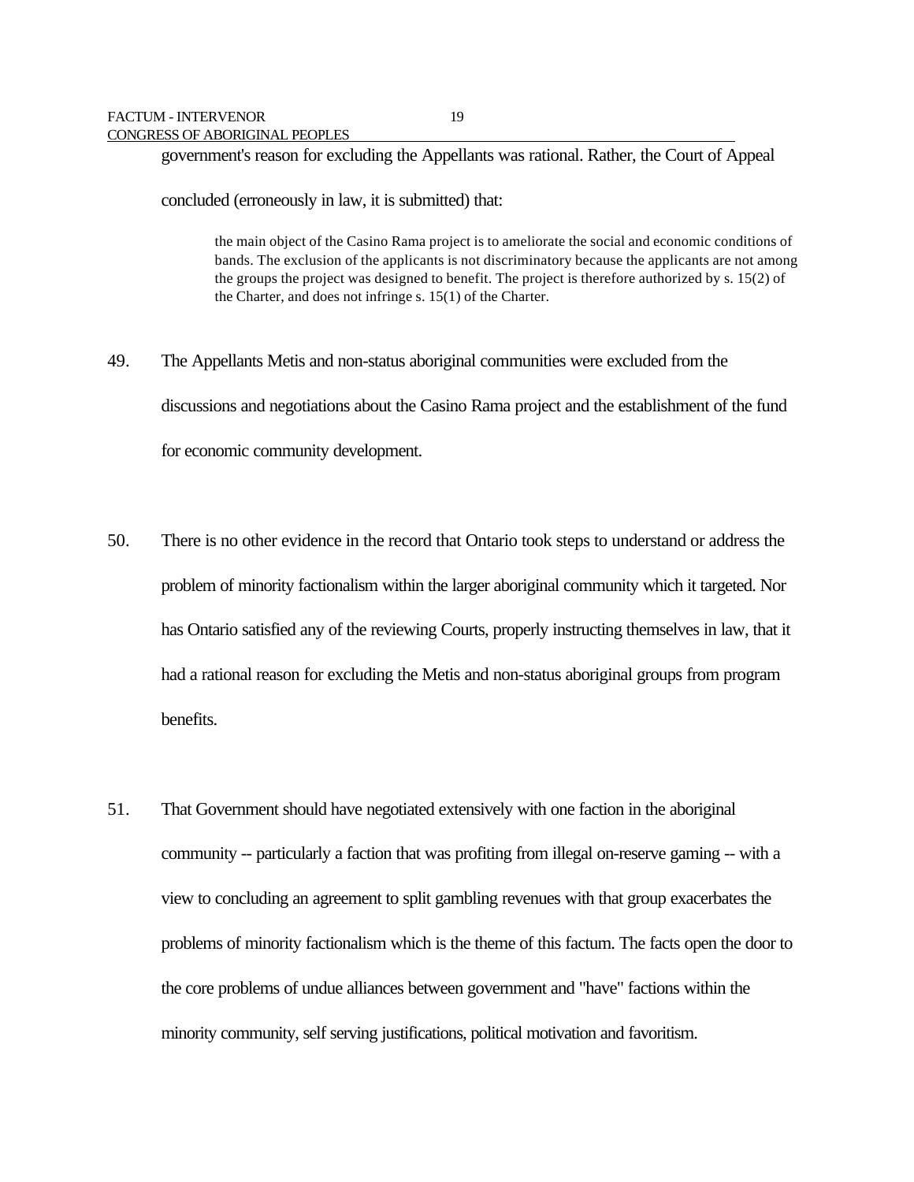government's reason for excluding the Appellants was rational. Rather, the Court of Appeal concluded (erroneously in law, it is submitted) that:

> the main object of the Casino Rama project is to ameliorate the social and economic conditions of bands. The exclusion of the applicants is not discriminatory because the applicants are not among the groups the project was designed to benefit. The project is therefore authorized by s. 15(2) of the Charter, and does not infringe s. 15(1) of the Charter.

49. The Appellants Metis and non-status aboriginal communities were excluded from the discussions and negotiations about the Casino Rama project and the establishment of the fund for economic community development.

50. There is no other evidence in the record that Ontario took steps to understand or address the problem of minority factionalism within the larger aboriginal community which it targeted. Nor has Ontario satisfied any of the reviewing Courts, properly instructing themselves in law, that it had a rational reason for excluding the Metis and non-status aboriginal groups from program benefits.

51. That Government should have negotiated extensively with one faction in the aboriginal community -- particularly a faction that was profiting from illegal on-reserve gaming -- with a view to concluding an agreement to split gambling revenues with that group exacerbates the problems of minority factionalism which is the theme of this factum. The facts open the door to the core problems of undue alliances between government and "have" factions within the minority community, self serving justifications, political motivation and favoritism.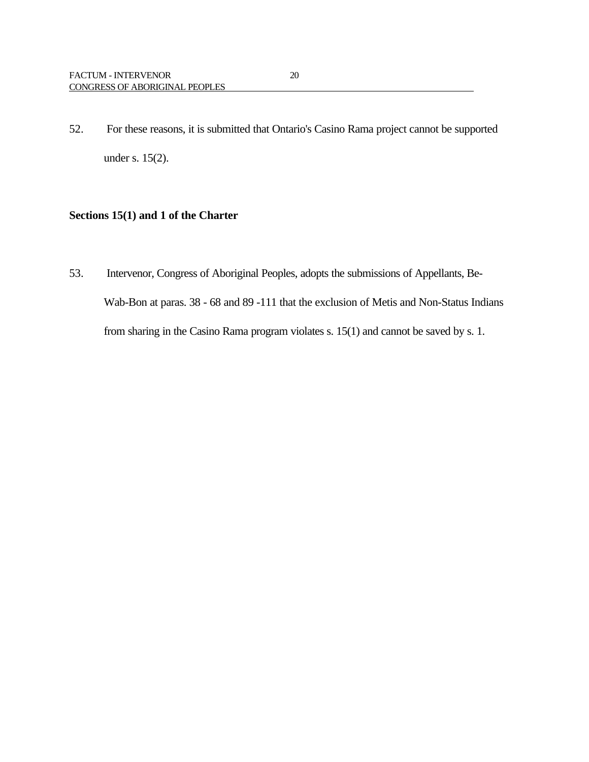52. For these reasons, it is submitted that Ontario's Casino Rama project cannot be supported under s. 15(2).

**Sections 15(1) and 1 of the Charter**

53. Intervenor, Congress of Aboriginal Peoples, adopts the submissions of Appellants, Be-Wab-Bon at paras. 38 - 68 and 89 -111 that the exclusion of Metis and Non-Status Indians from sharing in the Casino Rama program violates s. 15(1) and cannot be saved by s. 1.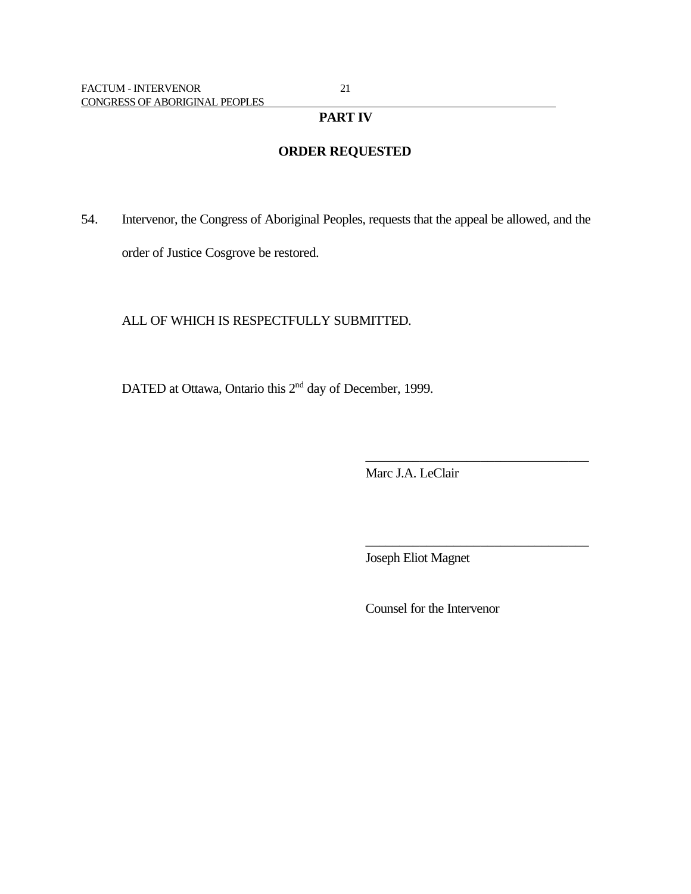## PART IV

## ORDER REQUESTED

54. Intervenor, the Congress of Aboriginal Peoples, requests that the appeal be allowed, and the order of Justice Cosgrove be restored.

ALL OF WHICH IS RESPECTFULLY SUBMITTED.

DATED at Ottawa, Ontario this 2nd day of December, 1999.

\_\_\_\_\_\_\_\_\_\_\_\_\_\_\_\_\_\_\_\_\_\_\_\_\_\_\_\_\_\_\_\_\_\_
Marc J.A. LeClair

\_\_\_\_\_\_\_\_\_\_\_\_\_\_\_\_\_\_\_\_\_\_\_\_\_\_\_\_\_\_\_\_\_\_
Joseph Eliot Magnet

Counsel for the Intervenor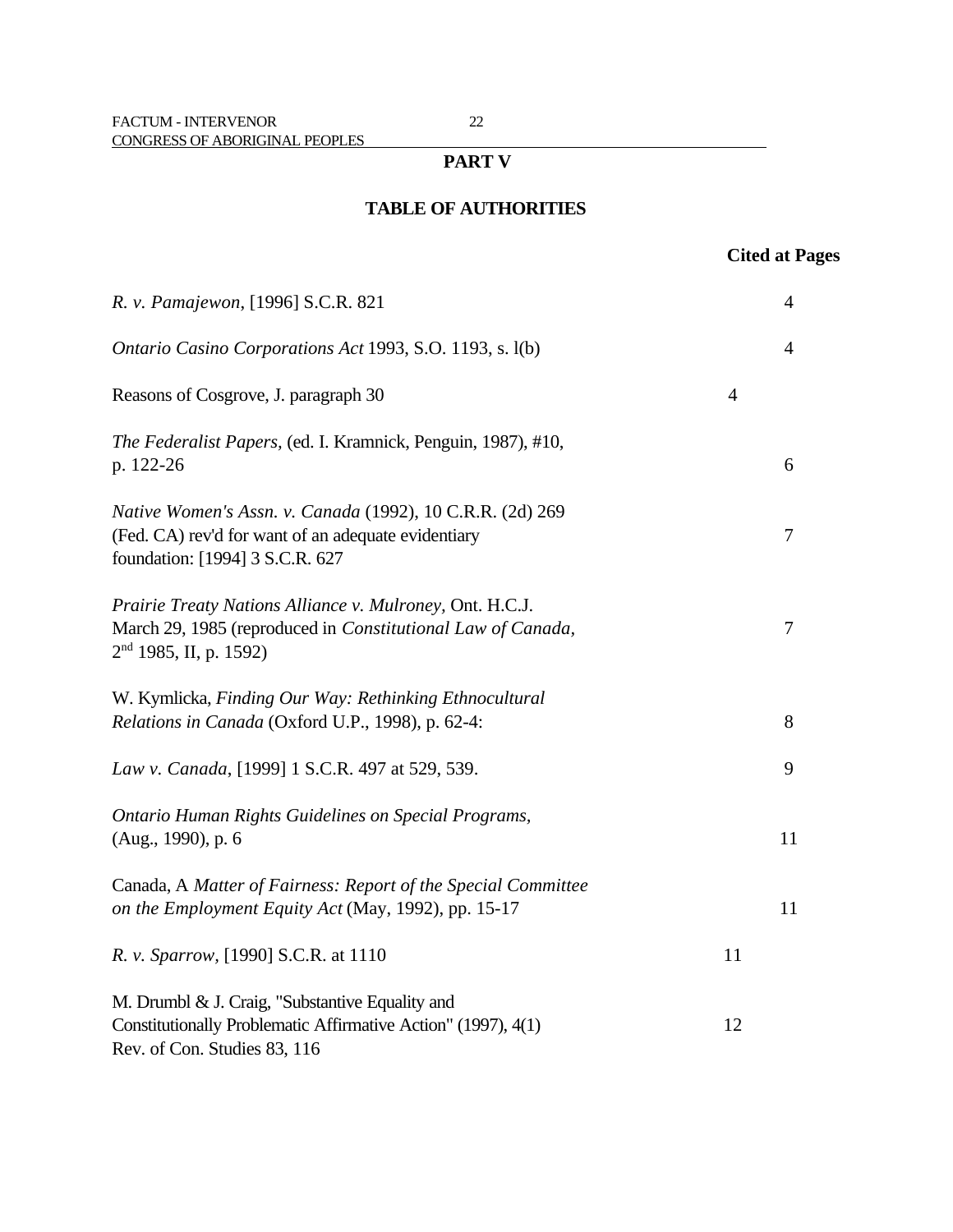## PART V

## TABLE OF AUTHORITIES

| | Cited at Pages |
|---|---|
| *R. v. Pamajewon*, [1996] S.C.R. 821 | 4 |
| *Ontario Casino Corporations Act* 1993, S.O. 1193, s. l(b) | 4 |
| Reasons of Cosgrove, J. paragraph 30 | 4 |
| *The Federalist Papers,* (ed. I. Kramnick, Penguin, 1987), #10, p. 122-26 | 6 |
| *Native Women's Assn. v. Canada* (1992), 10 C.R.R. (2d) 269 (Fed. CA) rev'd for want of an adequate evidentiary foundation: [1994] 3 S.C.R. 627 | 7 |
| *Prairie Treaty Nations Alliance v. Mulroney,* Ont. H.C.J. March 29, 1985 (reproduced in *Constitutional Law of Canada*, 2nd 1985, II, p. 1592) | 7 |
| W. Kymlicka, *Finding Our Way: Rethinking Ethnocultural Relations in Canada* (Oxford U.P., 1998), p. 62-4: | 8 |
| *Law v. Canada*, [1999] 1 S.C.R. 497 at 529, 539. | 9 |
| *Ontario Human Rights Guidelines on Special Programs,* (Aug., 1990), p. 6 | 11 |
| Canada, A *Matter of Fairness: Report of the Special Committee on the Employment Equity Act* (May, 1992), pp. 15-17 | 11 |
| *R. v. Sparrow,* [1990] S.C.R. at 1110 | 11 |
| M. Drumbl & J. Craig, "Substantive Equality and Constitutionally Problematic Affirmative Action" (1997), 4(1) Rev. of Con. Studies 83, 116 | 12 |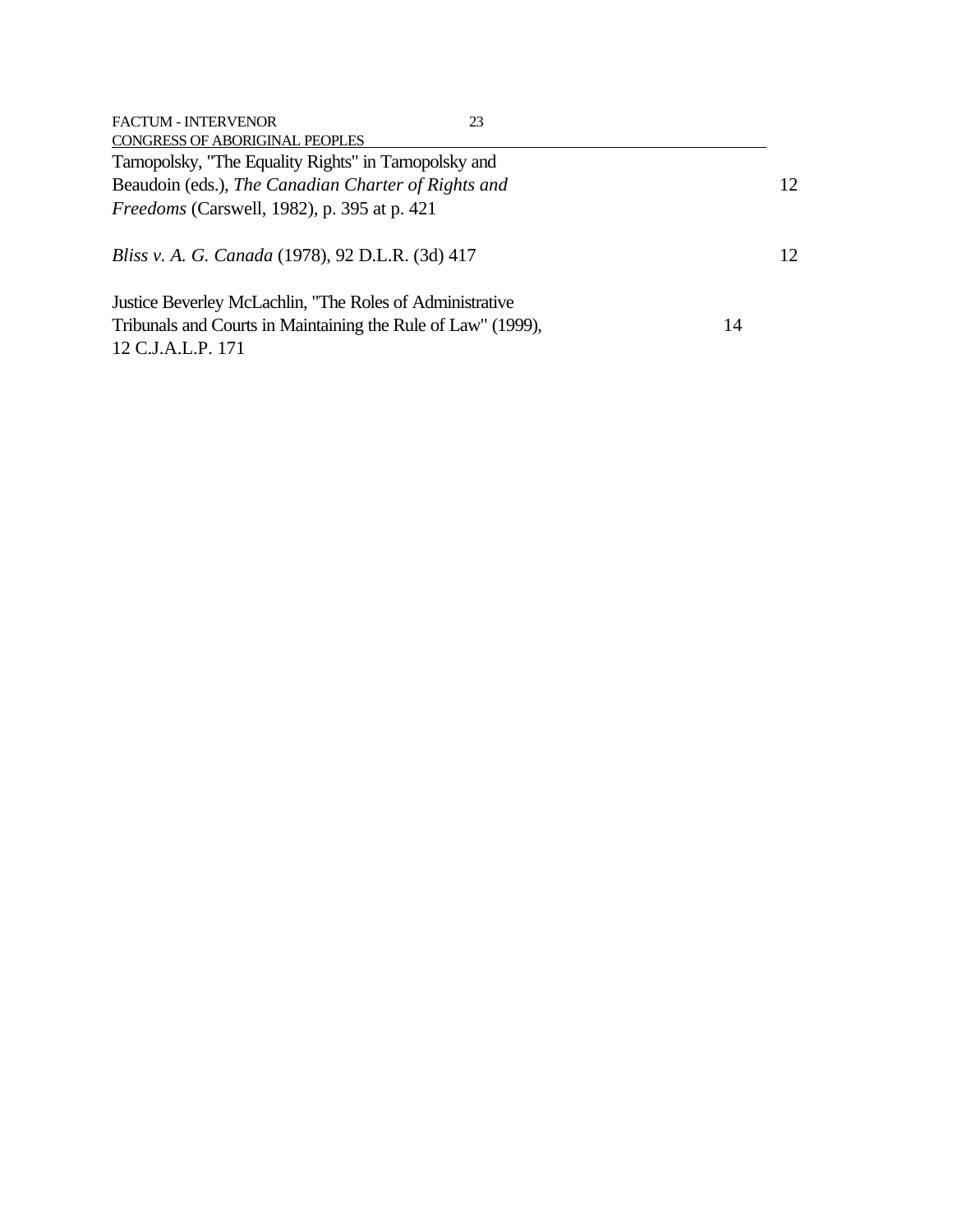| | |
|---|---|
| Tarnopolsky, "The Equality Rights" in Tarnopolsky and Beaudoin (eds.), *The Canadian Charter of Rights and Freedoms* (Carswell, 1982), p. 395 at p. 421 | 12 |
| *Bliss v. A. G. Canada* (1978), 92 D.L.R. (3d) 417 | 12 |
| Justice Beverley McLachlin, "The Roles of Administrative Tribunals and Courts in Maintaining the Rule of Law" (1999), 12 C.J.A.L.P. 171 | 14 |